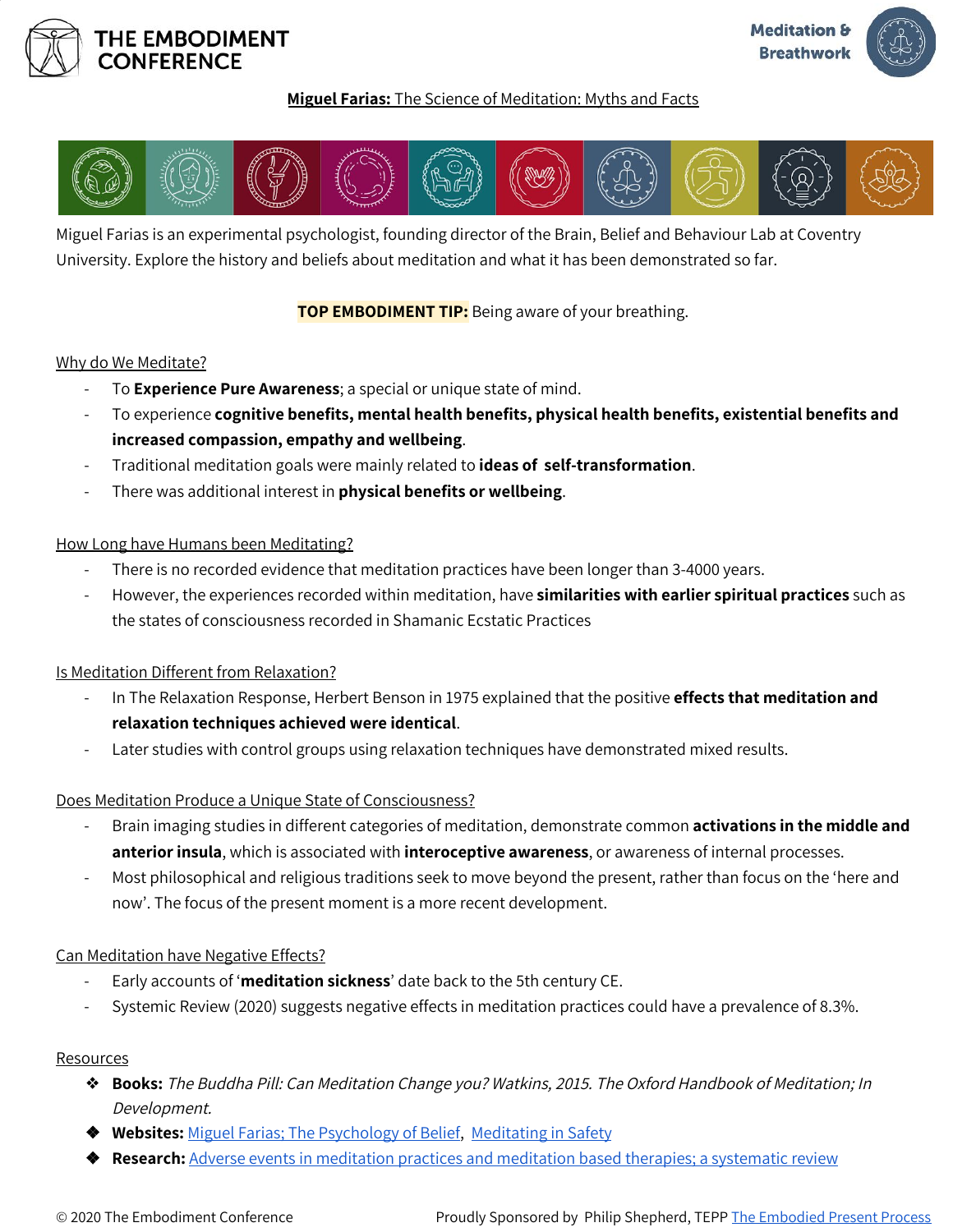# THE EMBODIMENT CONFERENCE

**Meditation & Breathwork**

**Miguel Farias:** The Science of Meditation: Myths and Facts

Miguel Farias is an experimental psychologist, founding director of the Brain, Belief and Behaviour Lab at Coventry University. Explore the history and beliefs about meditation and what it has been demonstrated so far.

**TOP EMBODIMENT TIP:** Being aware of your breathing.

## Why do We Meditate?

- To **Experience Pure Awareness**; a special or unique state of mind.
- To experience **cognitive benefits, mental health benefits, physical health benefits, existential benefits and increased compassion, empathy and wellbeing**.
- Traditional meditation goals were mainly related to **ideas of self-transformation**.
- There was additional interest in **physical benefits or wellbeing**.

## How Long have Humans been Meditating?

- There is no recorded evidence that meditation practices have been longer than 3-4000 years.
- However, the experiences recorded within meditation, have **similarities with earlier spiritual practices** such as the states of consciousness recorded in Shamanic Ecstatic Practices

## Is Meditation Different from Relaxation?

- In The Relaxation Response, Herbert Benson in 1975 explained that the positive **effects that meditation and relaxation techniques achieved were identical**.
- Later studies with control groups using relaxation techniques have demonstrated mixed results.

## Does Meditation Produce a Unique State of Consciousness?

- Brain imaging studies in different categories of meditation, demonstrate common **activations in the middle and anterior insula**, which is associated with **interoceptive awareness**, or awareness of internal processes.
- Most philosophical and religious traditions seek to move beyond the present, rather than focus on the 'here and now'. The focus of the present moment is a more recent development.

## Can Meditation have Negative Effects?

- Early accounts of '**meditation sickness**' date back to the 5th century CE.
- Systemic Review (2020) suggests negative effects in meditation practices could have a prevalence of 8.3%.

## Resources

- **Books:** *The Buddha Pill: Can Meditation Change you? Watkins, 2015. The Oxford Handbook of Meditation; In Development.*
- **Websites:** [Miguel Farias; The Psychology of Belief](), [Meditating in Safety]()
- **Research:** [Adverse events in meditation practices and meditation based therapies; a systematic review]()

© 2020 The Embodiment Conference — Proudly Sponsored by Philip Shepherd, TEPP [The Embodied Present Process]()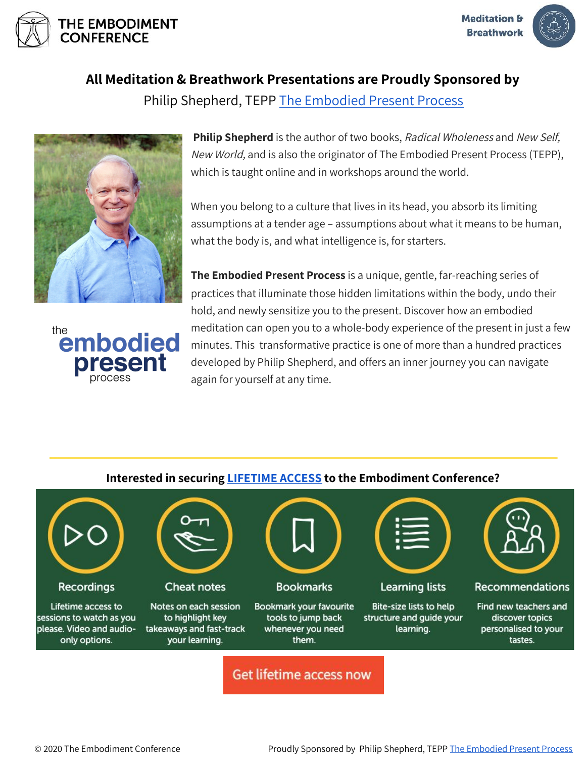**All Meditation & Breathwork Presentations are Proudly Sponsored by**

Philip Shepherd, TEPP The Embodied Present Process

**Philip Shepherd** is the author of two books, *Radical Wholeness* and *New Self, New World,* and is also the originator of The Embodied Present Process (TEPP), which is taught online and in workshops around the world.

When you belong to a culture that lives in its head, you absorb its limiting assumptions at a tender age – assumptions about what it means to be human, what the body is, and what intelligence is, for starters.

**The Embodied Present Process** is a unique, gentle, far-reaching series of practices that illuminate those hidden limitations within the body, undo their hold, and newly sensitize you to the present. Discover how an embodied meditation can open you to a whole-body experience of the present in just a few minutes. This transformative practice is one of more than a hundred practices developed by Philip Shepherd, and offers an inner journey you can navigate again for yourself at any time.

**Interested in securing LIFETIME ACCESS to the Embodiment Conference?**

**Recordings**
Lifetime access to sessions to watch as you please. Video and audio-only options.

**Cheat notes**
Notes on each session to highlight key takeaways and fast-track your learning.

**Bookmarks**
Bookmark your favourite tools to jump back whenever you need them.

**Learning lists**
Bite-size lists to help structure and guide your learning.

**Recommendations**
Find new teachers and discover topics personalised to your tastes.

Get lifetime access now

© 2020 The Embodiment Conference

Proudly Sponsored by Philip Shepherd, TEPP The Embodied Present Process